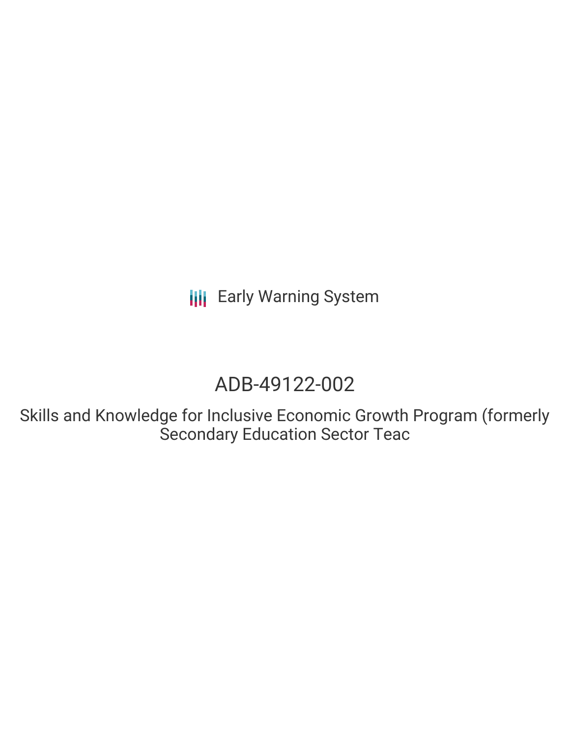Early Warning System

# ADB-49122-002

Skills and Knowledge for Inclusive Economic Growth Program (formerly Secondary Education Sector Teac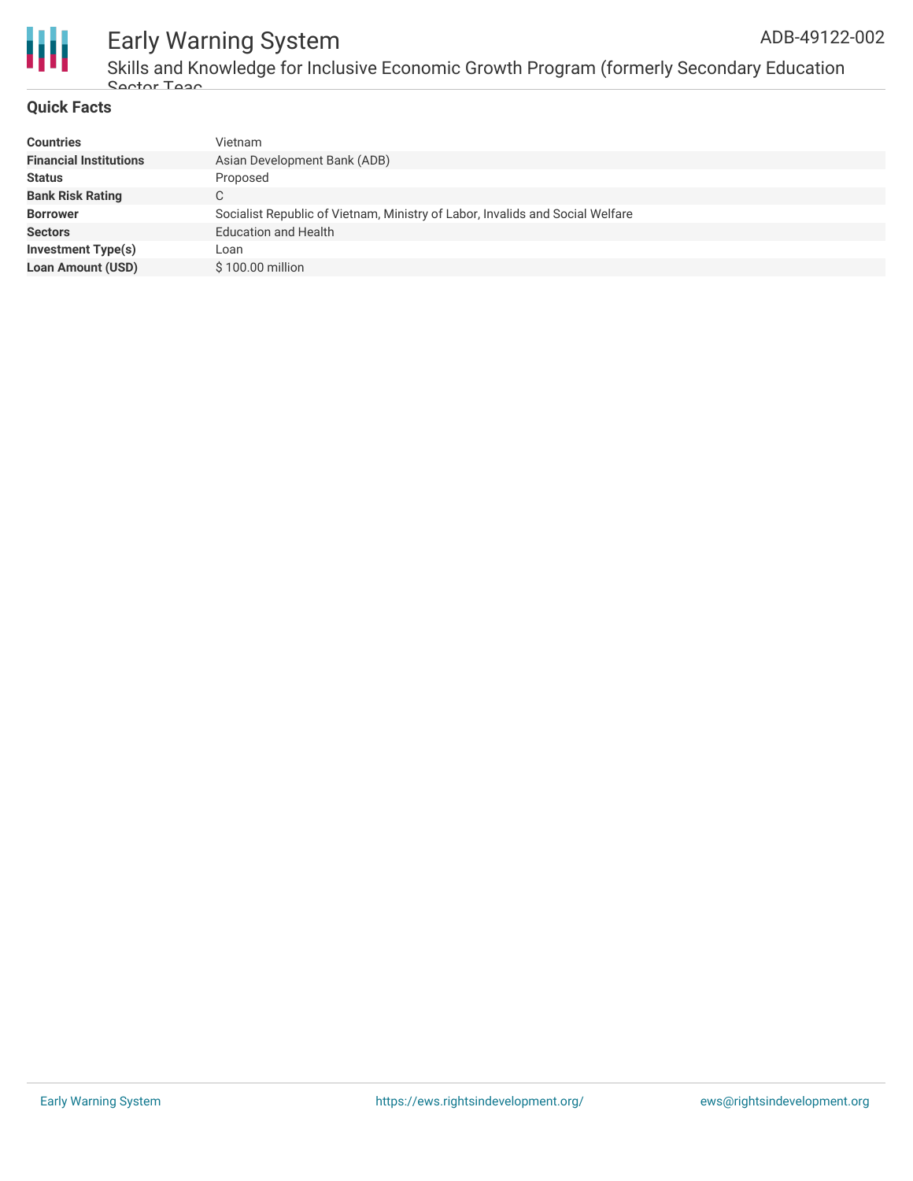## Quick Facts

| | |
|---|---|
| **Countries** | Vietnam |
| **Financial Institutions** | Asian Development Bank (ADB) |
| **Status** | Proposed |
| **Bank Risk Rating** | C |
| **Borrower** | Socialist Republic of Vietnam, Ministry of Labor, Invalids and Social Welfare |
| **Sectors** | Education and Health |
| **Investment Type(s)** | Loan |
| **Loan Amount (USD)** | $ 100.00 million |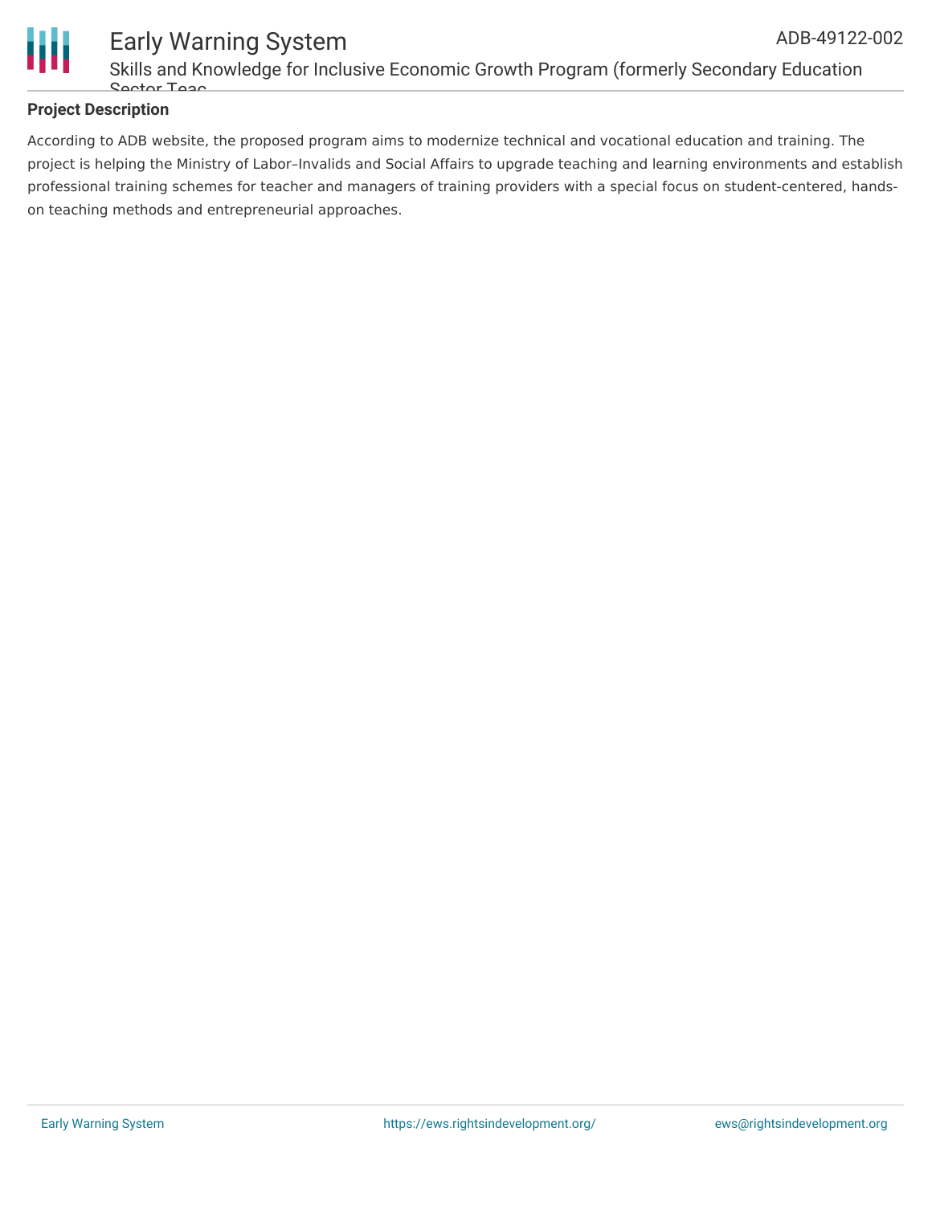## Project Description

According to ADB website, the proposed program aims to modernize technical and vocational education and training. The project is helping the Ministry of Labor–Invalids and Social Affairs to upgrade teaching and learning environments and establish professional training schemes for teacher and managers of training providers with a special focus on student-centered, hands-on teaching methods and entrepreneurial approaches.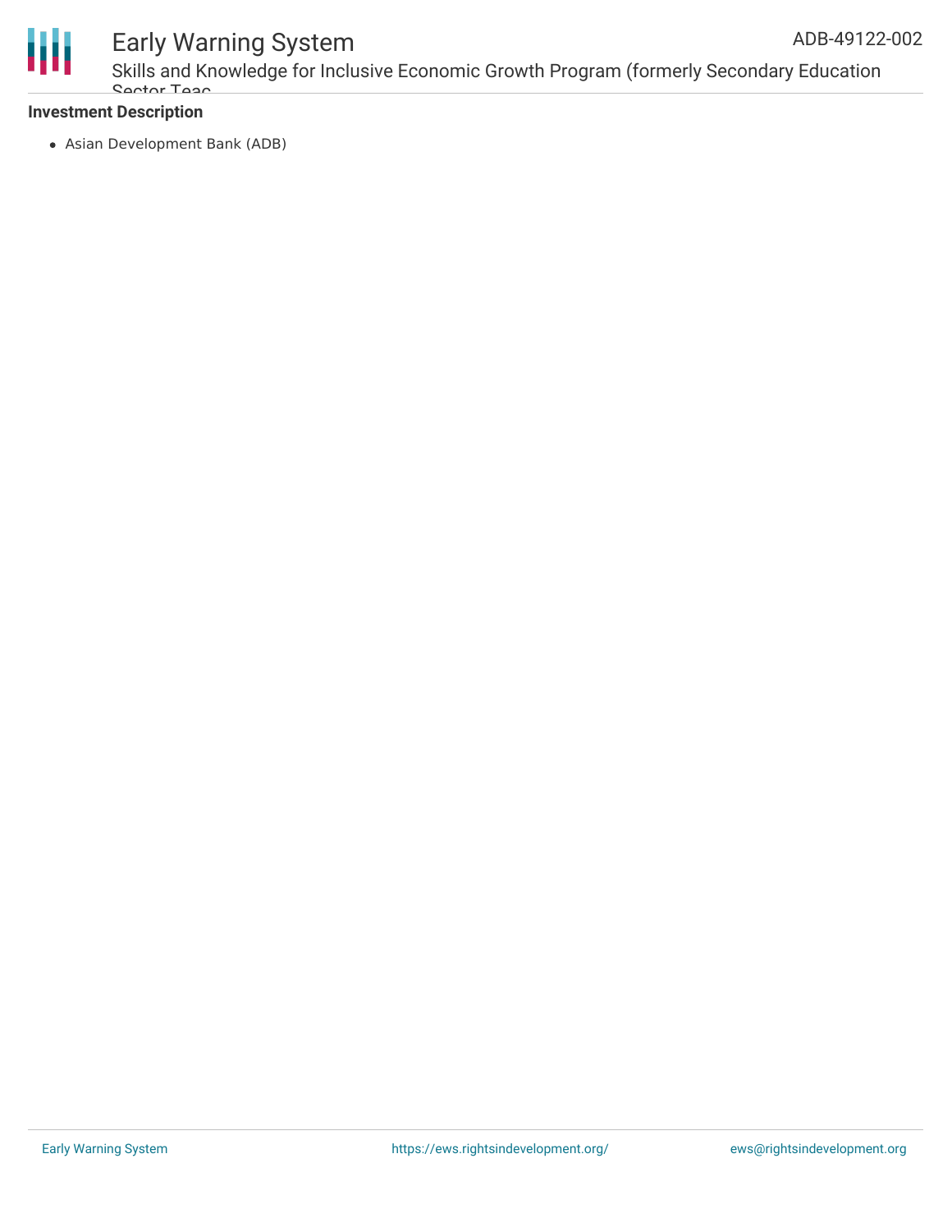**Investment Description**

- Asian Development Bank (ADB)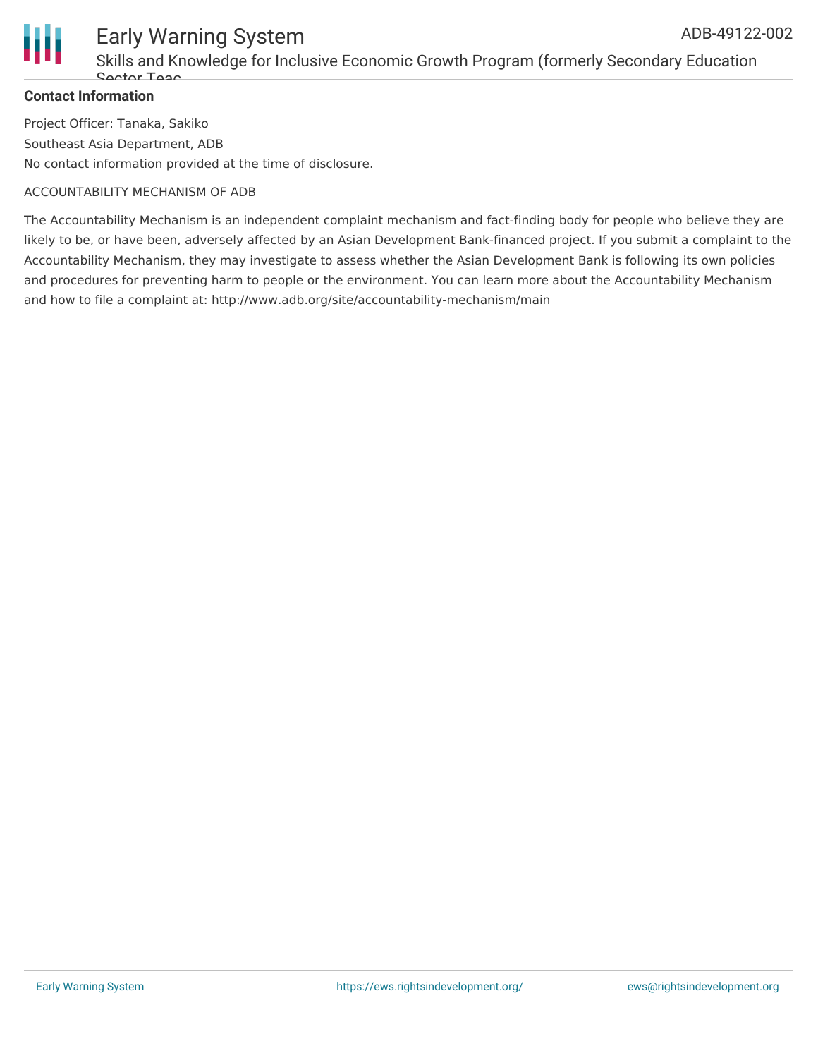**Contact Information**

Project Officer: Tanaka, Sakiko

Southeast Asia Department, ADB

No contact information provided at the time of disclosure.

ACCOUNTABILITY MECHANISM OF ADB

The Accountability Mechanism is an independent complaint mechanism and fact-finding body for people who believe they are likely to be, or have been, adversely affected by an Asian Development Bank-financed project. If you submit a complaint to the Accountability Mechanism, they may investigate to assess whether the Asian Development Bank is following its own policies and procedures for preventing harm to people or the environment. You can learn more about the Accountability Mechanism and how to file a complaint at: http://www.adb.org/site/accountability-mechanism/main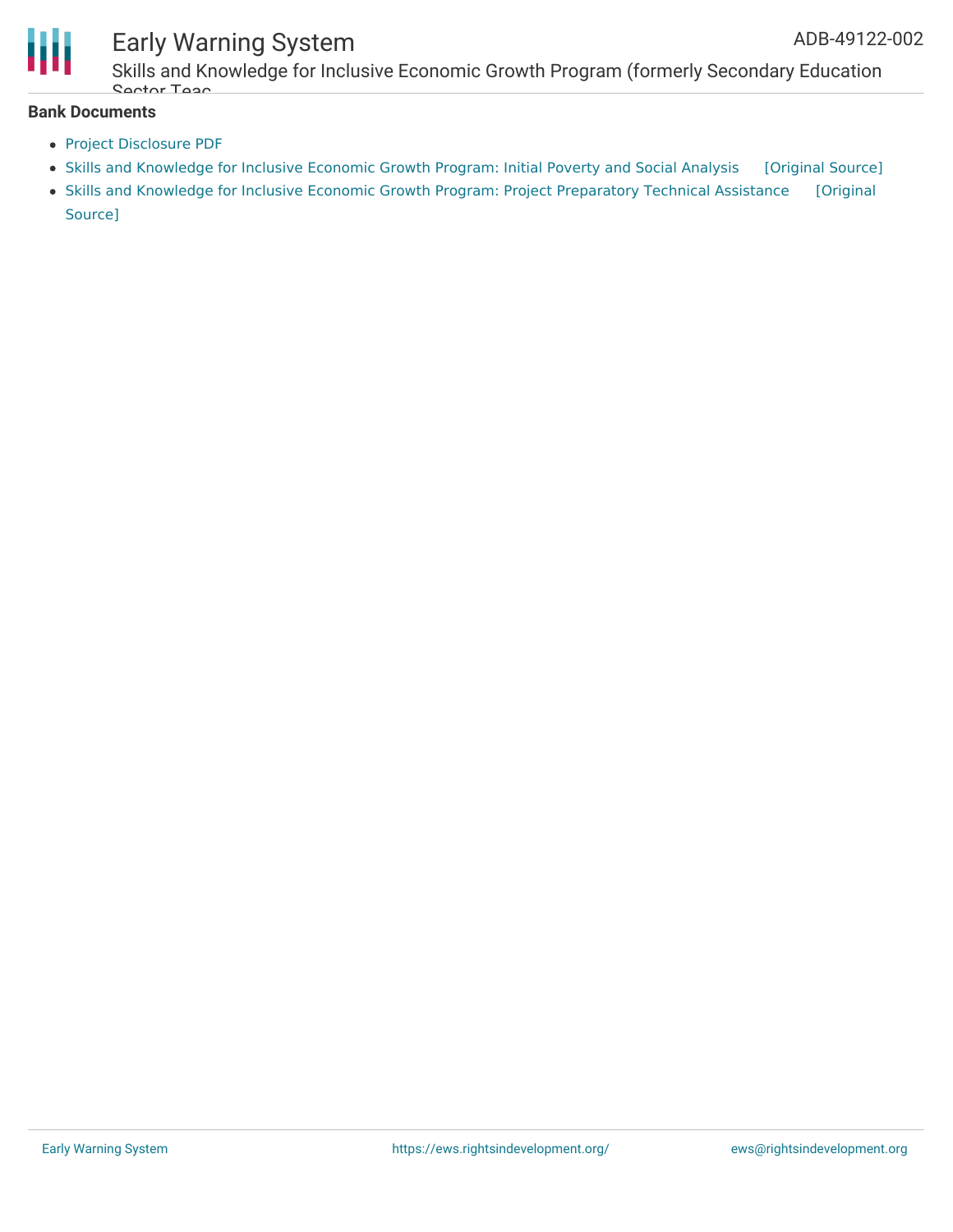**Bank Documents**

- Project Disclosure PDF
- Skills and Knowledge for Inclusive Economic Growth Program: Initial Poverty and Social Analysis [Original Source]
- Skills and Knowledge for Inclusive Economic Growth Program: Project Preparatory Technical Assistance [Original Source]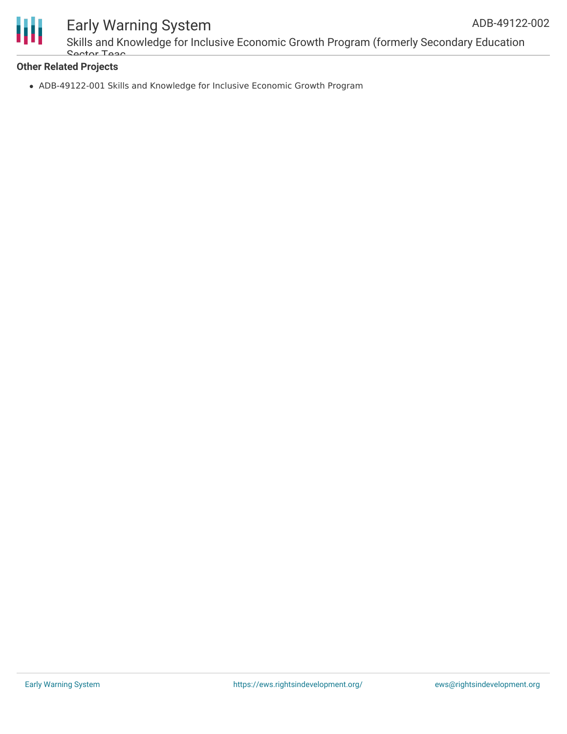**Other Related Projects**

- ADB-49122-001 Skills and Knowledge for Inclusive Economic Growth Program